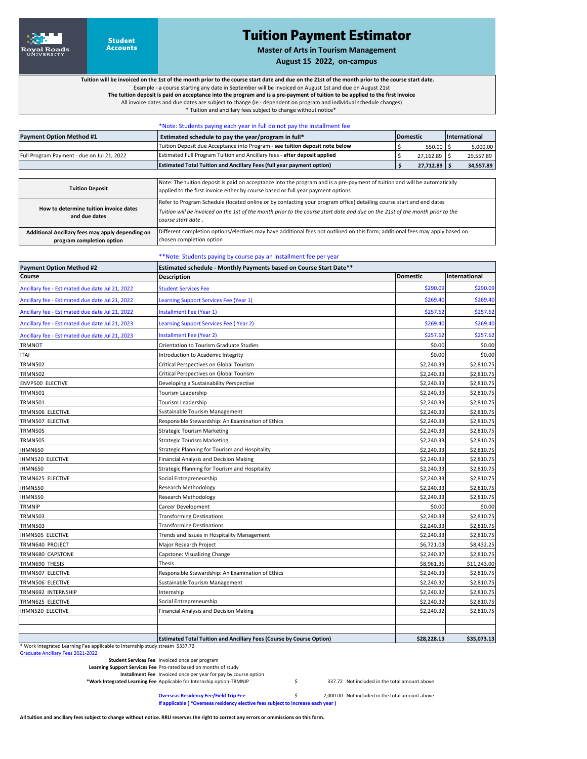Royal Roads University

Student Accounts

# Tuition Payment Estimator

**Master of Arts in Tourism Management**

**August 15 2022, on-campus**

**Tuition will be invoiced on the 1st of the month prior to the course start date and due on the 21st of the month prior to the course start date.**

Example - a course starting any date in September will be invoiced on August 1st and due on August 21st

**The tuition deposit is paid on acceptance into the program and is a pre-payment of tuition to be applied to the first invoice**

All invoice dates and due dates are subject to change (ie - dependent on program and individual schedule changes)

* Tuition and ancillary fees subject to change without notice*

*Note: Students paying each year in full do not pay the installment fee

| Payment Option Method #1 | Estimated schedule to pay the year/program in full* | Domestic | International |
|---|---|---|---|
| | Tuition Deposit due Acceptance into Program - **see tuition deposit note below** | $ 550.00 | $ 5,000.00 |
| Full Program Payment - due on Jul 21, 2022 | Estimated Full Program Tuition and Ancillary fees - **after deposit applied** | $ 27,162.89 | $ 29,557.89 |
| | **Estimated Total Tuition and Ancillary Fees (full year payment option)** | **$ 27,712.89** | **$ 34,557.89** |

| | |
|---|---|
| **Tuition Deposit** | Note: The tuition deposit is paid on acceptance into the program and is a pre-payment of tuition and will be automatically applied to the first invoice either by course based or full year payment options |
| **How to determine tuition invoice dates and due dates** | Refer to Program Schedule (located online or by contacting your program office) detailing course start and end dates *Tuition will be invoiced on the 1st of the month prior to the course start date and due on the 21st of the month prior to the course start date* **.** |
| **Additional Ancillary fees may apply depending on program completion option** | Different completion options/electives may have additional fees not outlined on this form; additional fees may apply based on chosen completion option |

**Note: Students paying by course pay an installment fee per year

| Payment Option Method #2 | Estimated schedule - Monthly Payments based on Course Start Date** | | |
|---|---|---|---|
| **Course** | **Description** | **Domestic** | **International** |
| Ancillary fee - Estimated due date Jul 21, 2022 | Student Services Fee | $290.09 | $290.09 |
| Ancillary fee - Estimated due date Jul 21, 2022 | Learning Support Services Fee (Year 1) | $269.40 | $269.40 |
| Ancillary fee - Estimated due date Jul 21, 2022 | Installment Fee (Year 1) | $257.62 | $257.62 |
| Ancillary fee - Estimated due date Jul 21, 2023 | Learning Support Services Fee ( Year 2) | $269.40 | $269.40 |
| Ancillary fee - Estimated due date Jul 21, 2023 | Installment Fee (Year 2) | $257.62 | $257.62 |
| TRMNOT | Orientation to Tourism Graduate Studies | $0.00 | $0.00 |
| ITAI | Introduction to Academic Integrity | $0.00 | $0.00 |
| TRMN502 | Critical Perspectives on Global Tourism | $2,240.33 | $2,810.75 |
| TRMN502 | Critical Perspectives on Global Tourism | $2,240.33 | $2,810.75 |
| ENVP500 ELECTIVE | Developing a Sustainability Perspective | $2,240.33 | $2,810.75 |
| TRMN501 | Tourism Leadership | $2,240.33 | $2,810.75 |
| TRMN501 | Tourism Leadership | $2,240.33 | $2,810.75 |
| TRMN506 ELECTIVE | Sustainable Tourism Management | $2,240.33 | $2,810.75 |
| TRMN507 ELECTIVE | Responsible Stewardship: An Examination of Ethics | $2,240.33 | $2,810.75 |
| TRMN505 | Strategic Tourism Marketing | $2,240.33 | $2,810.75 |
| TRMN505 | Strategic Tourism Marketing | $2,240.33 | $2,810.75 |
| IHMN650 | Strategic Planning for Tourism and Hospitality | $2,240.33 | $2,810.75 |
| IHMN520 ELECTIVE | Financial Analysis and Decision Making | $2,240.33 | $2,810.75 |
| IHMN650 | Strategic Planning for Tourism and Hospitality | $2,240.33 | $2,810.75 |
| TRMN625 ELECTIVE | Social Entrepreneurship | $2,240.33 | $2,810.75 |
| IHMN550 | Research Methodology | $2,240.33 | $2,810.75 |
| IHMN550 | Research Methodology | $2,240.33 | $2,810.75 |
| TRMNIP | Career Development | $0.00 | $0.00 |
| TRMN503 | Transforming Destinations | $2,240.33 | $2,810.75 |
| TRMN503 | Transforming Destinations | $2,240.33 | $2,810.75 |
| IHMN505 ELECTIVE | Trends and Issues in Hospitality Management | $2,240.33 | $2,810.75 |
| TRMN640 PROJECT | Major Research Project | $6,721.03 | $8,432.25 |
| TRMN680 CAPSTONE | Capstone: Visualizing Change | $2,240.37 | $2,810.75 |
| TRMN690 THESIS | Thesis | $8,961.36 | $11,243.00 |
| TRMN507 ELECTIVE | Responsible Stewardship: An Examination of Ethics | $2,240.33 | $2,810.75 |
| TRMN506 ELECTIVE | Sustainable Tourism Management | $2,240.32 | $2,810.75 |
| TRMN692 INTERNSHIP | Internship | $2,240.32 | $2,810.75 |
| TRMN625 ELECTIVE | Social Entrepreneurship | $2,240.32 | $2,810.75 |
| IHMN520 ELECTIVE | Financial Analysis and Decision Making | $2,240.32 | $2,810.75 |
| | | | |
| | | | |
| | **Estimated Total Tuition and Ancillary Fees (Course by Course Option)** | **$28,228.13** | **$35,073.13** |

* Work Integrated Learning Fee applicable to Internship study stream $337.72

Graduate Ancillary Fees 2021-2022

**Student Services Fee** Invoiced once per program

**Learning Support Services Fee** Pro-rated based on months of study

**Installment Fee** Invoiced once per year for pay by course option

***Work Integrated Learning Fee** Applicable for Internship option-TRMNIP $ 337.72 Not included in the total amount above

**Overseas Residency Fee/Field Trip Fee** $ 2,000.00 Not included in the total amount above

**If applicable ( *Overseas residency elective fees subject to increase each year )**

**All tuition and ancillary fees subject to change without notice. RRU reserves the right to correct any errors or ommissions on this form.**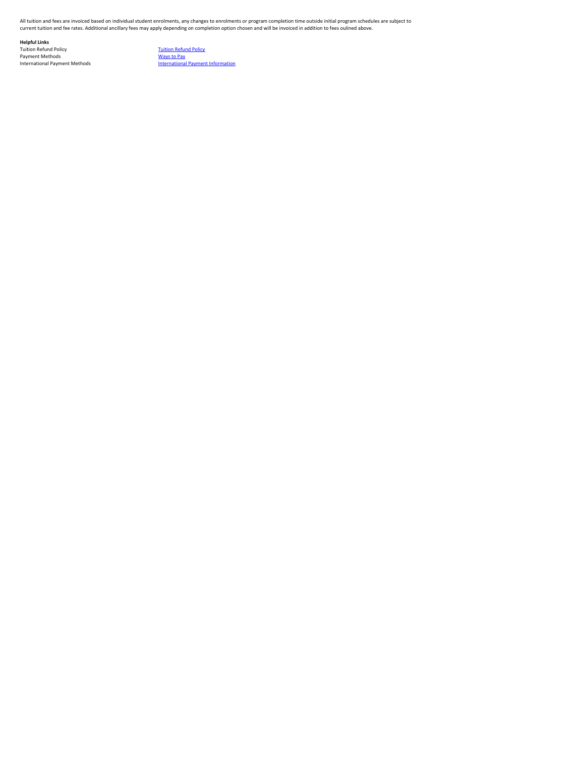All tuition and fees are invoiced based on individual student enrolments, any changes to enrolments or program completion time outside initial program schedules are subject to current tuition and fee rates. Additional ancillary fees may apply depending on completion option chosen and will be invoiced in addition to fees oulined above.

**Helpful Links**

| | |
|---|---|
| Tuition Refund Policy | Tuition Refund Policy |
| Payment Methods | Ways to Pay |
| International Payment Methods | International Payment Information |